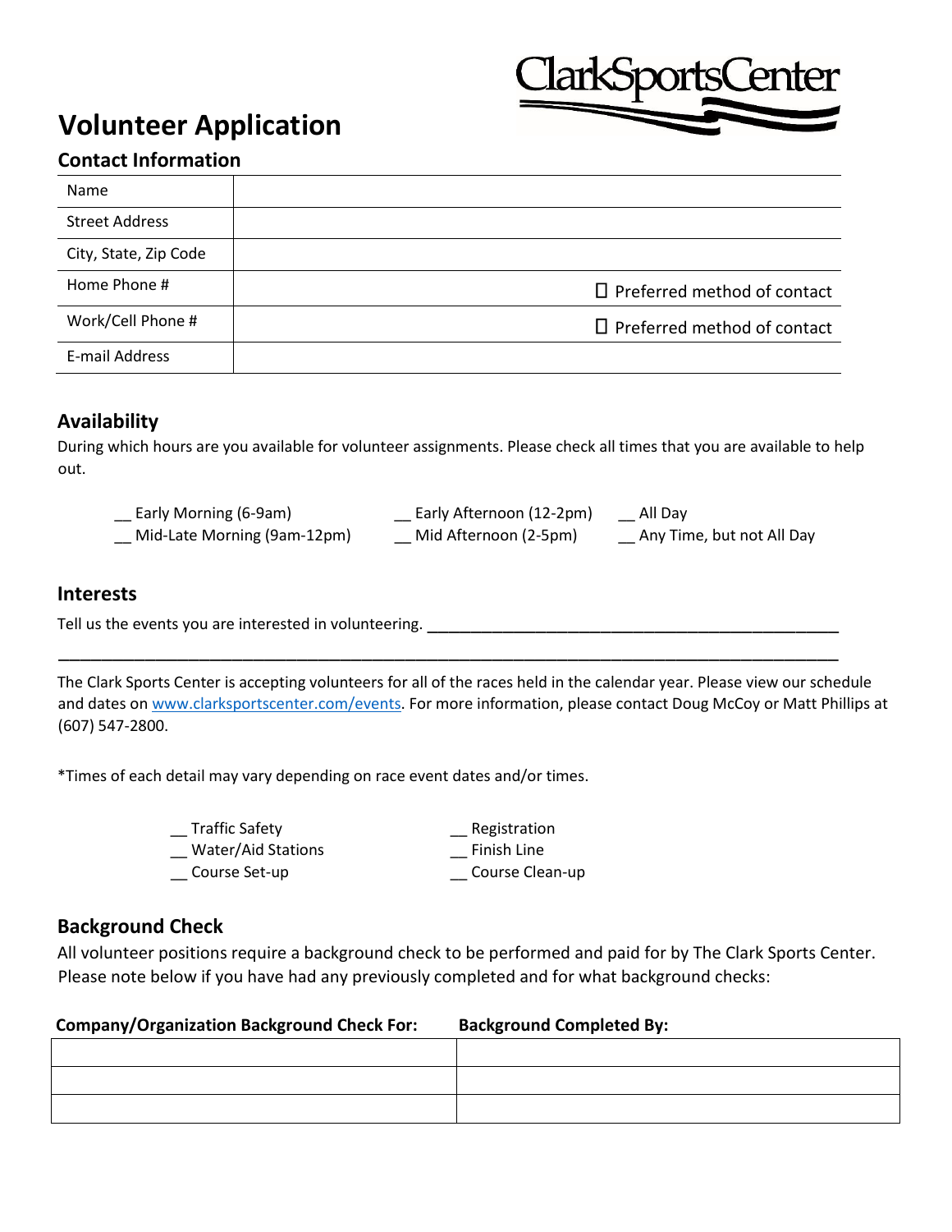# Volunteer Application

ClarkSportsCenter

## Contact Information

| | |
|---|---|
| Name | |
| Street Address | |
| City, State, Zip Code | |
| Home Phone # | ☐ Preferred method of contact |
| Work/Cell Phone # | ☐ Preferred method of contact |
| E-mail Address | |

## Availability

During which hours are you available for volunteer assignments. Please check all times that you are available to help out.

__ Early Morning (6-9am)
__ Mid-Late Morning (9am-12pm)
__ Early Afternoon (12-2pm)
__ Mid Afternoon (2-5pm)
__ All Day
__ Any Time, but not All Day

## Interests

Tell us the events you are interested in volunteering. ______________________________________________

________________________________________________________________________________________

The Clark Sports Center is accepting volunteers for all of the races held in the calendar year. Please view our schedule and dates on [www.clarksportscenter.com/events](www.clarksportscenter.com/events). For more information, please contact Doug McCoy or Matt Phillips at (607) 547-2800.

*Times of each detail may vary depending on race event dates and/or times.

__ Traffic Safety
__ Water/Aid Stations
__ Course Set-up
__ Registration
__ Finish Line
__ Course Clean-up

## Background Check

All volunteer positions require a background check to be performed and paid for by The Clark Sports Center. Please note below if you have had any previously completed and for what background checks:

| Company/Organization Background Check For: | Background Completed By: |
|---|---|
| | |
| | |
| | |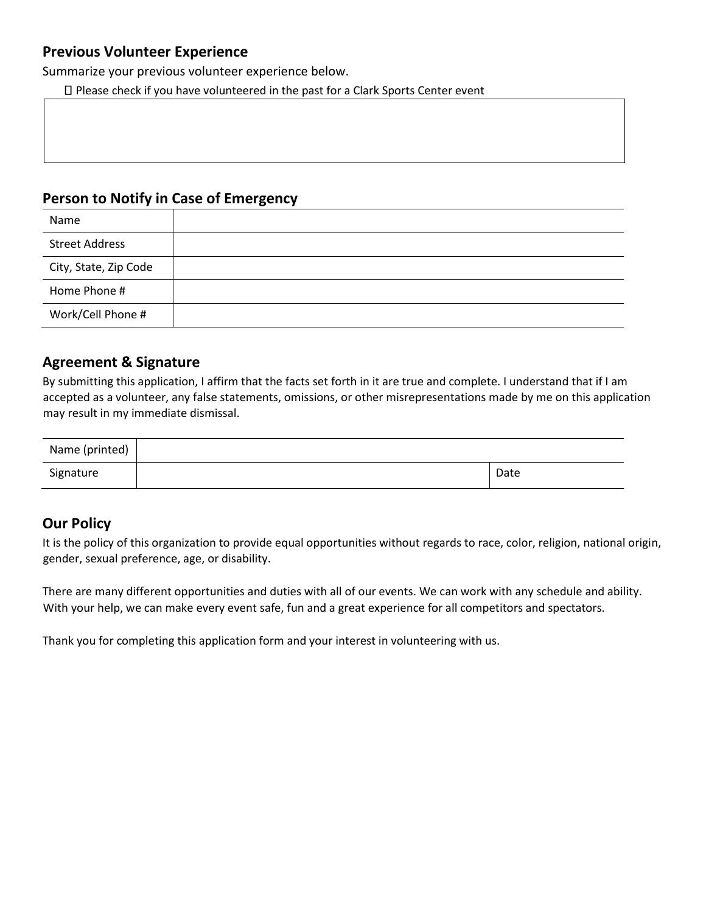## Previous Volunteer Experience

Summarize your previous volunteer experience below.

☐ Please check if you have volunteered in the past for a Clark Sports Center event

| |
|---|
| |

## Person to Notify in Case of Emergency

| | |
|---|---|
| Name | |
| Street Address | |
| City, State, Zip Code | |
| Home Phone # | |
| Work/Cell Phone # | |

## Agreement & Signature

By submitting this application, I affirm that the facts set forth in it are true and complete. I understand that if I am accepted as a volunteer, any false statements, omissions, or other misrepresentations made by me on this application may result in my immediate dismissal.

| | | |
|---|---|---|
| Name (printed) | | |
| Signature | | Date |

## Our Policy

It is the policy of this organization to provide equal opportunities without regards to race, color, religion, national origin, gender, sexual preference, age, or disability.

There are many different opportunities and duties with all of our events. We can work with any schedule and ability. With your help, we can make every event safe, fun and a great experience for all competitors and spectators.

Thank you for completing this application form and your interest in volunteering with us.